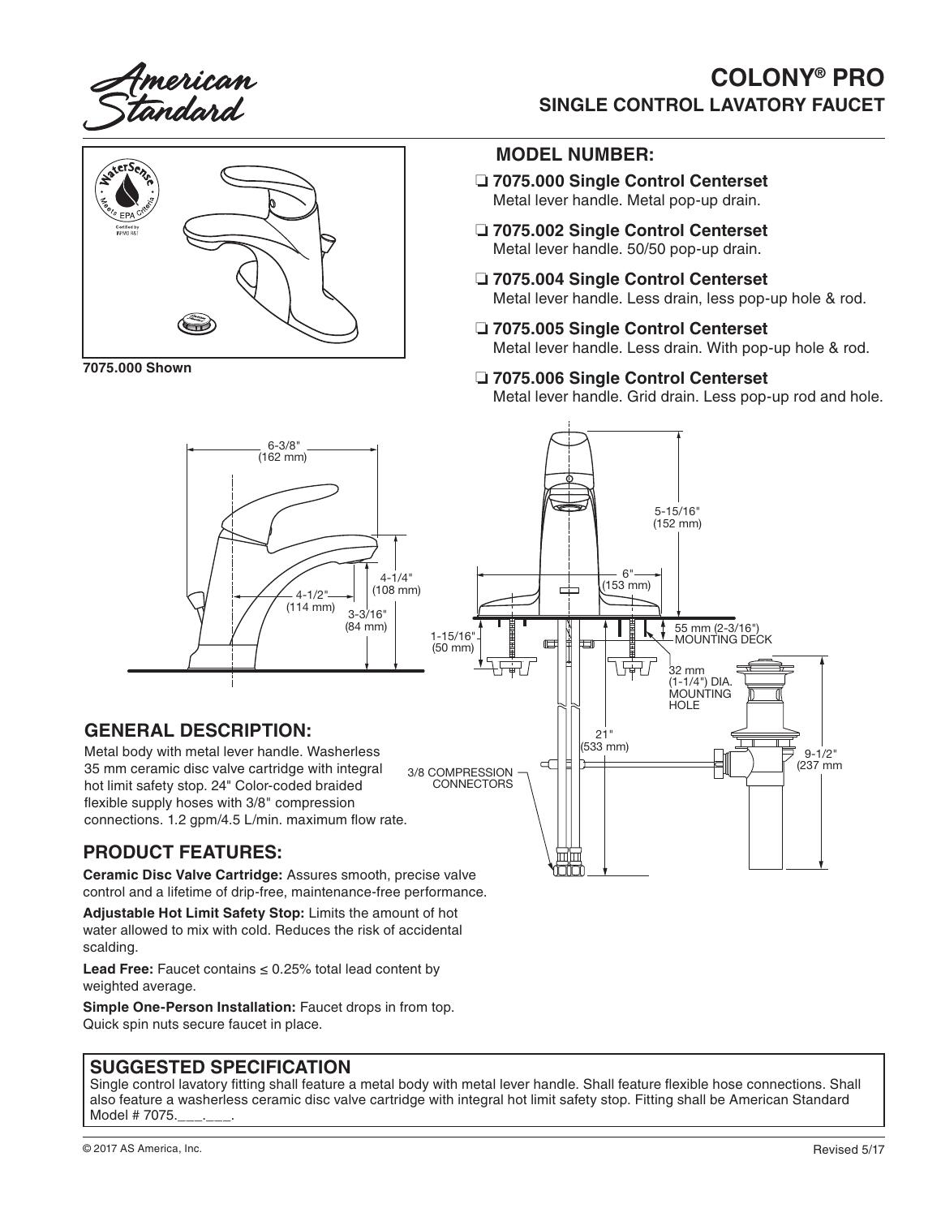# COLONY® PRO

## SINGLE CONTROL LAVATORY FAUCET

7075.000 Shown

## MODEL NUMBER:

- ❑ **7075.000 Single Control Centerset**
  Metal lever handle. Metal pop-up drain.
- ❑ **7075.002 Single Control Centerset**
  Metal lever handle. 50/50 pop-up drain.
- ❑ **7075.004 Single Control Centerset**
  Metal lever handle. Less drain, less pop-up hole & rod.
- ❑ **7075.005 Single Control Centerset**
  Metal lever handle. Less drain. With pop-up hole & rod.
- ❑ **7075.006 Single Control Centerset**
  Metal lever handle. Grid drain. Less pop-up rod and hole.

6-3/8" (162 mm)
4-1/4" (108 mm)
4-1/2" (114 mm)
3-3/16" (84 mm)
5-15/16" (152 mm)
6" (153 mm)
1-15/16" (50 mm)
55 mm (2-3/16") MOUNTING DECK
32 mm (1-1/4") DIA. MOUNTING HOLE
21" (533 mm)
9-1/2" (237 mm
3/8 COMPRESSION CONNECTORS

## GENERAL DESCRIPTION:

Metal body with metal lever handle. Washerless 35 mm ceramic disc valve cartridge with integral hot limit safety stop. 24" Color-coded braided flexible supply hoses with 3/8" compression connections. 1.2 gpm/4.5 L/min. maximum flow rate.

## PRODUCT FEATURES:

**Ceramic Disc Valve Cartridge:** Assures smooth, precise valve control and a lifetime of drip-free, maintenance-free performance.

**Adjustable Hot Limit Safety Stop:** Limits the amount of hot water allowed to mix with cold. Reduces the risk of accidental scalding.

**Lead Free:** Faucet contains ≤ 0.25% total lead content by weighted average.

**Simple One-Person Installation:** Faucet drops in from top. Quick spin nuts secure faucet in place.

## SUGGESTED SPECIFICATION

Single control lavatory fitting shall feature a metal body with metal lever handle. Shall feature flexible hose connections. Shall also feature a washerless ceramic disc valve cartridge with integral hot limit safety stop. Fitting shall be American Standard Model # 7075.___.___.

© 2017 AS America, Inc.

Revised 5/17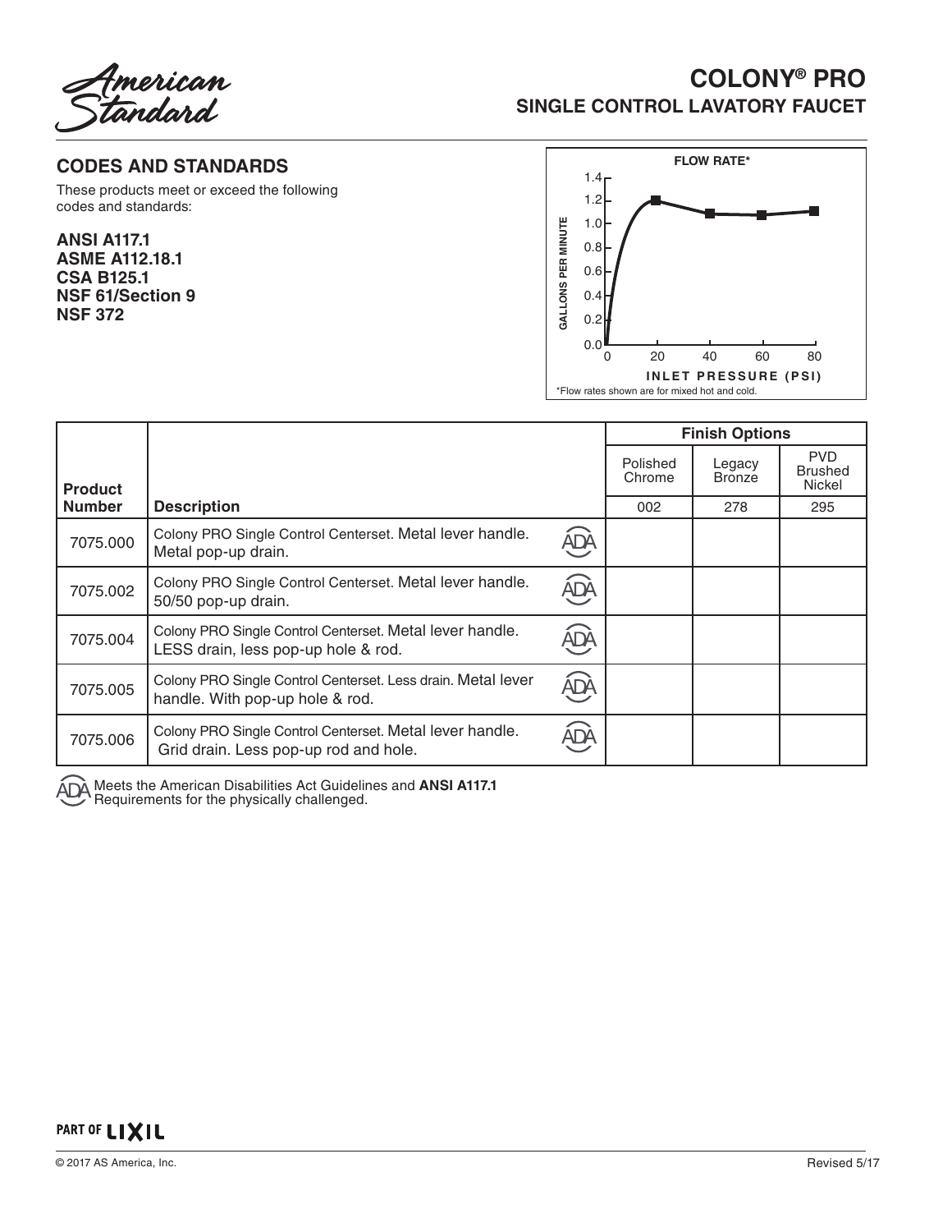# COLONY® PRO
## SINGLE CONTROL LAVATORY FAUCET

## CODES AND STANDARDS

These products meet or exceed the following codes and standards:

**ANSI A117.1**
**ASME A112.18.1**
**CSA B125.1**
**NSF 61/Section 9**
**NSF 372**

FLOW RATE*

GALLONS PER MINUTE

1.4
1.2
1.0
0.8
0.6
0.4
0.2
0.0

0 20 40 60 80

INLET PRESSURE (PSI)

*Flow rates shown are for mixed hot and cold.

| Product Number | Description | | Finish Options | | |
|---|---|---|---|---|---|
| | | | Polished Chrome | Legacy Bronze | PVD Brushed Nickel |
| | | | 002 | 278 | 295 |
| 7075.000 | Colony PRO Single Control Centerset. Metal lever handle. Metal pop-up drain. | ADA | | | |
| 7075.002 | Colony PRO Single Control Centerset. Metal lever handle. 50/50 pop-up drain. | ADA | | | |
| 7075.004 | Colony PRO Single Control Centerset. Metal lever handle. LESS drain, less pop-up hole & rod. | ADA | | | |
| 7075.005 | Colony PRO Single Control Centerset. Less drain. Metal lever handle. With pop-up hole & rod. | ADA | | | |
| 7075.006 | Colony PRO Single Control Centerset. Metal lever handle. Grid drain. Less pop-up rod and hole. | ADA | | | |

ADA Meets the American Disabilities Act Guidelines and **ANSI A117.1** Requirements for the physically challenged.

PART OF LIXIL

© 2017 AS America, Inc.

Revised 5/17